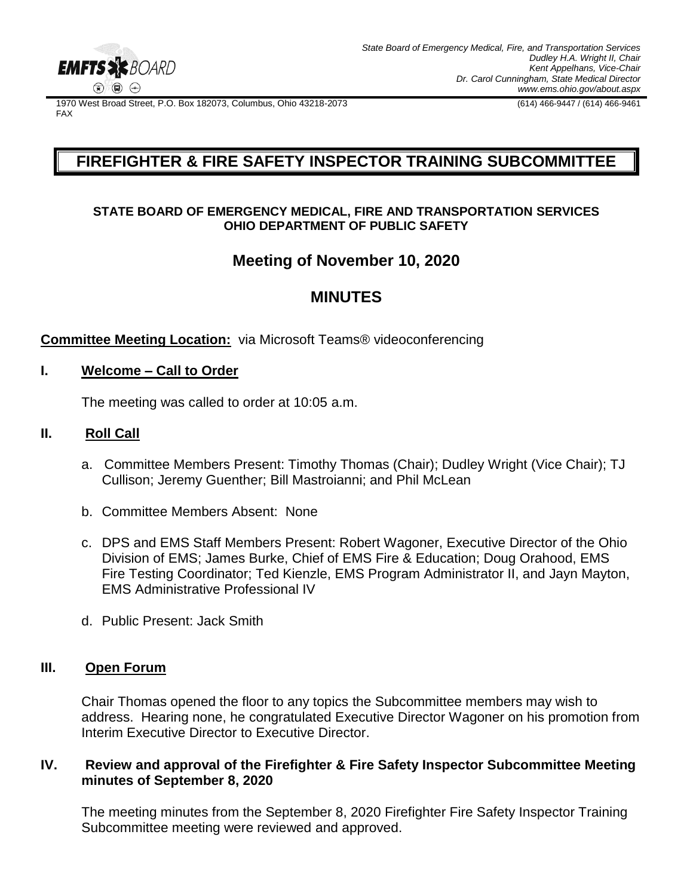EMFTS BOARD

*State Board of Emergency Medical, Fire, and Transportation Services*
*Dudley H.A. Wright II, Chair*
*Kent Appelhans, Vice-Chair*
*Dr. Carol Cunningham, State Medical Director*
*www.ems.ohio.gov/about.aspx*

1970 West Broad Street, P.O. Box 182073, Columbus, Ohio 43218-2073 (614) 466-9447 / (614) 466-9461 FAX

# FIREFIGHTER & FIRE SAFETY INSPECTOR TRAINING SUBCOMMITTEE

**STATE BOARD OF EMERGENCY MEDICAL, FIRE AND TRANSPORTATION SERVICES**
**OHIO DEPARTMENT OF PUBLIC SAFETY**

## Meeting of November 10, 2020

## MINUTES

**Committee Meeting Location:** via Microsoft Teams® videoconferencing

### I. Welcome – Call to Order

The meeting was called to order at 10:05 a.m.

### II. Roll Call

a. Committee Members Present: Timothy Thomas (Chair); Dudley Wright (Vice Chair); TJ Cullison; Jeremy Guenther; Bill Mastroianni; and Phil McLean

b. Committee Members Absent: None

c. DPS and EMS Staff Members Present: Robert Wagoner, Executive Director of the Ohio Division of EMS; James Burke, Chief of EMS Fire & Education; Doug Orahood, EMS Fire Testing Coordinator; Ted Kienzle, EMS Program Administrator II, and Jayn Mayton, EMS Administrative Professional IV

d. Public Present: Jack Smith

### III. Open Forum

Chair Thomas opened the floor to any topics the Subcommittee members may wish to address. Hearing none, he congratulated Executive Director Wagoner on his promotion from Interim Executive Director to Executive Director.

### IV. Review and approval of the Firefighter & Fire Safety Inspector Subcommittee Meeting minutes of September 8, 2020

The meeting minutes from the September 8, 2020 Firefighter Fire Safety Inspector Training Subcommittee meeting were reviewed and approved.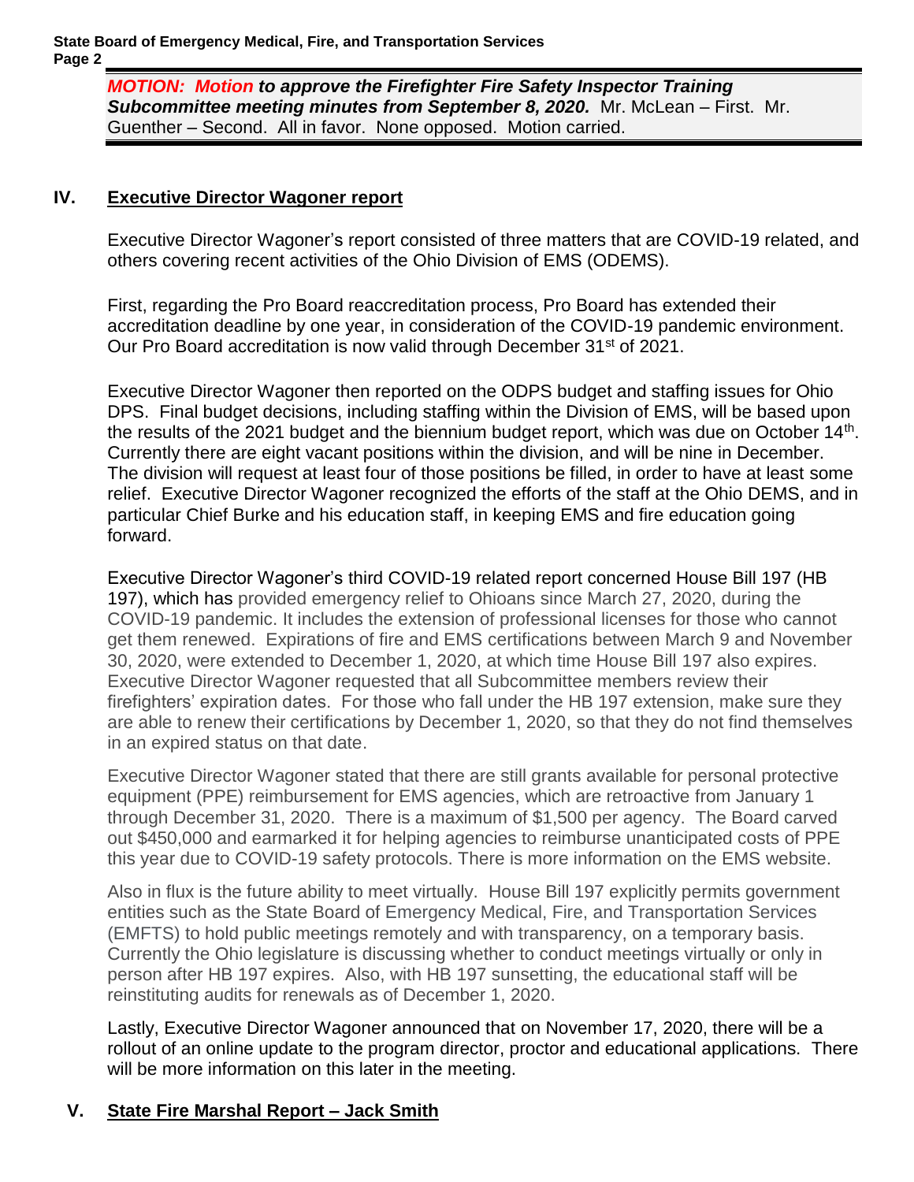***MOTION: Motion to approve the Firefighter Fire Safety Inspector Training Subcommittee meeting minutes from September 8, 2020.*** Mr. McLean – First. Mr. Guenther – Second. All in favor. None opposed. Motion carried.

## IV. Executive Director Wagoner report

Executive Director Wagoner's report consisted of three matters that are COVID-19 related, and others covering recent activities of the Ohio Division of EMS (ODEMS).

First, regarding the Pro Board reaccreditation process, Pro Board has extended their accreditation deadline by one year, in consideration of the COVID-19 pandemic environment. Our Pro Board accreditation is now valid through December 31st of 2021.

Executive Director Wagoner then reported on the ODPS budget and staffing issues for Ohio DPS. Final budget decisions, including staffing within the Division of EMS, will be based upon the results of the 2021 budget and the biennium budget report, which was due on October 14th. Currently there are eight vacant positions within the division, and will be nine in December. The division will request at least four of those positions be filled, in order to have at least some relief. Executive Director Wagoner recognized the efforts of the staff at the Ohio DEMS, and in particular Chief Burke and his education staff, in keeping EMS and fire education going forward.

Executive Director Wagoner's third COVID-19 related report concerned House Bill 197 (HB 197), which has provided emergency relief to Ohioans since March 27, 2020, during the COVID-19 pandemic. It includes the extension of professional licenses for those who cannot get them renewed. Expirations of fire and EMS certifications between March 9 and November 30, 2020, were extended to December 1, 2020, at which time House Bill 197 also expires. Executive Director Wagoner requested that all Subcommittee members review their firefighters' expiration dates. For those who fall under the HB 197 extension, make sure they are able to renew their certifications by December 1, 2020, so that they do not find themselves in an expired status on that date.

Executive Director Wagoner stated that there are still grants available for personal protective equipment (PPE) reimbursement for EMS agencies, which are retroactive from January 1 through December 31, 2020. There is a maximum of $1,500 per agency. The Board carved out $450,000 and earmarked it for helping agencies to reimburse unanticipated costs of PPE this year due to COVID-19 safety protocols. There is more information on the EMS website.

Also in flux is the future ability to meet virtually. House Bill 197 explicitly permits government entities such as the State Board of Emergency Medical, Fire, and Transportation Services (EMFTS) to hold public meetings remotely and with transparency, on a temporary basis. Currently the Ohio legislature is discussing whether to conduct meetings virtually or only in person after HB 197 expires. Also, with HB 197 sunsetting, the educational staff will be reinstituting audits for renewals as of December 1, 2020.

Lastly, Executive Director Wagoner announced that on November 17, 2020, there will be a rollout of an online update to the program director, proctor and educational applications. There will be more information on this later in the meeting.

## V. State Fire Marshal Report – Jack Smith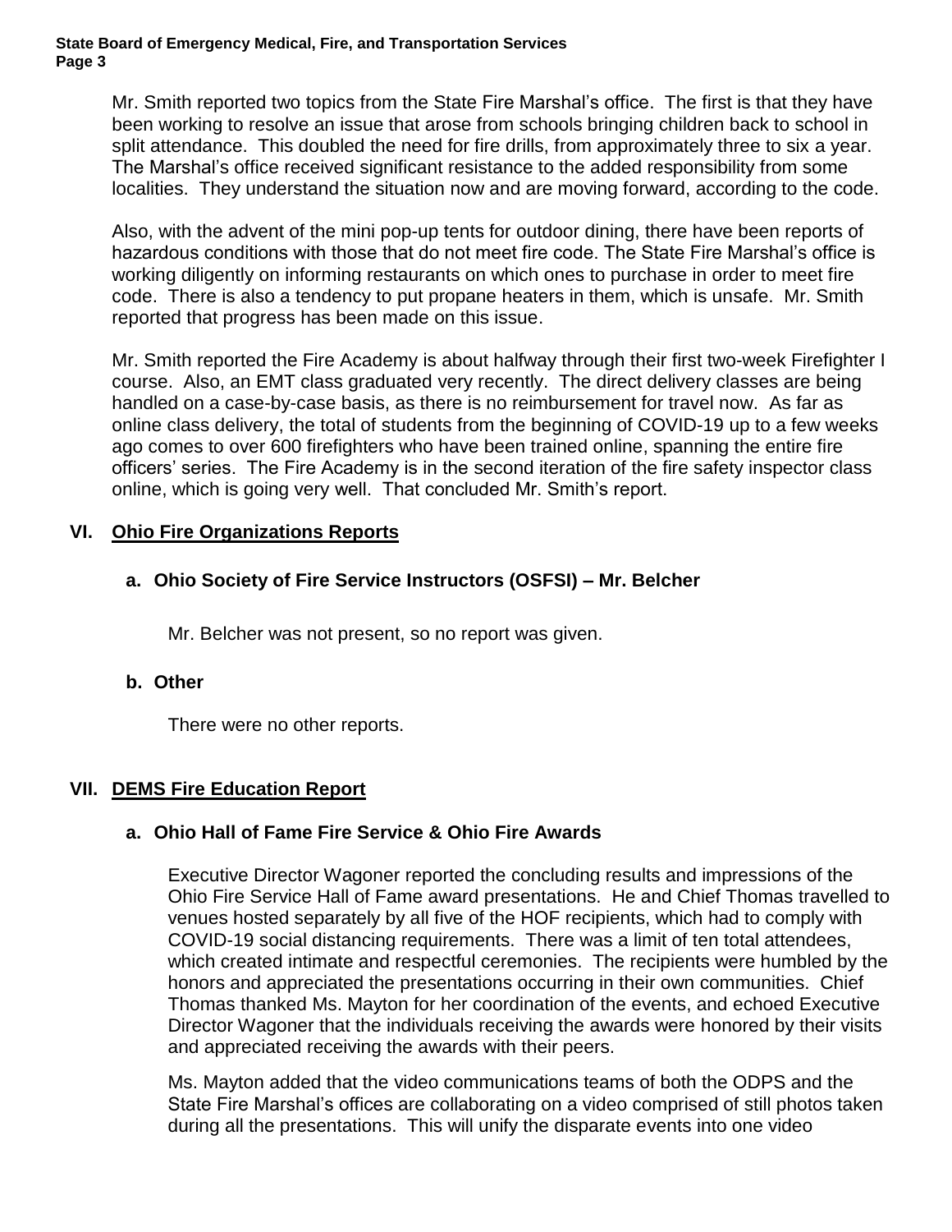Mr. Smith reported two topics from the State Fire Marshal's office. The first is that they have been working to resolve an issue that arose from schools bringing children back to school in split attendance. This doubled the need for fire drills, from approximately three to six a year. The Marshal's office received significant resistance to the added responsibility from some localities. They understand the situation now and are moving forward, according to the code.

Also, with the advent of the mini pop-up tents for outdoor dining, there have been reports of hazardous conditions with those that do not meet fire code. The State Fire Marshal's office is working diligently on informing restaurants on which ones to purchase in order to meet fire code. There is also a tendency to put propane heaters in them, which is unsafe. Mr. Smith reported that progress has been made on this issue.

Mr. Smith reported the Fire Academy is about halfway through their first two-week Firefighter I course. Also, an EMT class graduated very recently. The direct delivery classes are being handled on a case-by-case basis, as there is no reimbursement for travel now. As far as online class delivery, the total of students from the beginning of COVID-19 up to a few weeks ago comes to over 600 firefighters who have been trained online, spanning the entire fire officers' series. The Fire Academy is in the second iteration of the fire safety inspector class online, which is going very well. That concluded Mr. Smith's report.

## VI. Ohio Fire Organizations Reports

### a. Ohio Society of Fire Service Instructors (OSFSI) – Mr. Belcher

Mr. Belcher was not present, so no report was given.

### b. Other

There were no other reports.

## VII. DEMS Fire Education Report

### a. Ohio Hall of Fame Fire Service & Ohio Fire Awards

Executive Director Wagoner reported the concluding results and impressions of the Ohio Fire Service Hall of Fame award presentations. He and Chief Thomas travelled to venues hosted separately by all five of the HOF recipients, which had to comply with COVID-19 social distancing requirements. There was a limit of ten total attendees, which created intimate and respectful ceremonies. The recipients were humbled by the honors and appreciated the presentations occurring in their own communities. Chief Thomas thanked Ms. Mayton for her coordination of the events, and echoed Executive Director Wagoner that the individuals receiving the awards were honored by their visits and appreciated receiving the awards with their peers.

Ms. Mayton added that the video communications teams of both the ODPS and the State Fire Marshal's offices are collaborating on a video comprised of still photos taken during all the presentations. This will unify the disparate events into one video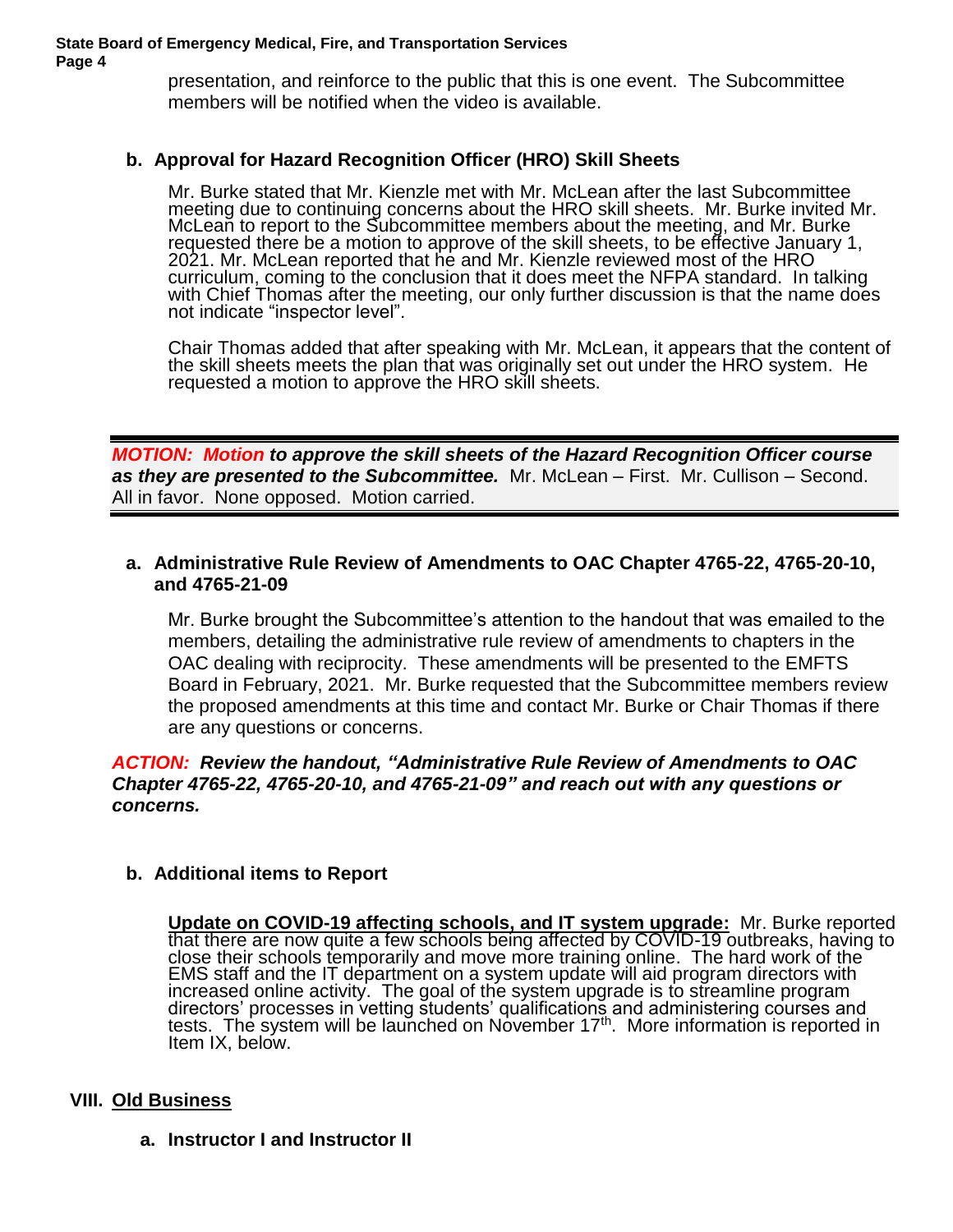presentation, and reinforce to the public that this is one event. The Subcommittee members will be notified when the video is available.

**b. Approval for Hazard Recognition Officer (HRO) Skill Sheets**

Mr. Burke stated that Mr. Kienzle met with Mr. McLean after the last Subcommittee meeting due to continuing concerns about the HRO skill sheets. Mr. Burke invited Mr. McLean to report to the Subcommittee members about the meeting, and Mr. Burke requested there be a motion to approve of the skill sheets, to be effective January 1, 2021. Mr. McLean reported that he and Mr. Kienzle reviewed most of the HRO curriculum, coming to the conclusion that it does meet the NFPA standard. In talking with Chief Thomas after the meeting, our only further discussion is that the name does not indicate "inspector level".

Chair Thomas added that after speaking with Mr. McLean, it appears that the content of the skill sheets meets the plan that was originally set out under the HRO system. He requested a motion to approve the HRO skill sheets.

***MOTION: Motion to approve the skill sheets of the Hazard Recognition Officer course as they are presented to the Subcommittee.*** Mr. McLean – First. Mr. Cullison – Second. All in favor. None opposed. Motion carried.

**a. Administrative Rule Review of Amendments to OAC Chapter 4765-22, 4765-20-10, and 4765-21-09**

Mr. Burke brought the Subcommittee's attention to the handout that was emailed to the members, detailing the administrative rule review of amendments to chapters in the OAC dealing with reciprocity. These amendments will be presented to the EMFTS Board in February, 2021. Mr. Burke requested that the Subcommittee members review the proposed amendments at this time and contact Mr. Burke or Chair Thomas if there are any questions or concerns.

***ACTION: Review the handout, "Administrative Rule Review of Amendments to OAC Chapter 4765-22, 4765-20-10, and 4765-21-09" and reach out with any questions or concerns.***

**b. Additional items to Report**

**Update on COVID-19 affecting schools, and IT system upgrade:** Mr. Burke reported that there are now quite a few schools being affected by COVID-19 outbreaks, having to close their schools temporarily and move more training online. The hard work of the EMS staff and the IT department on a system update will aid program directors with increased online activity. The goal of the system upgrade is to streamline program directors' processes in vetting students' qualifications and administering courses and tests. The system will be launched on November 17th. More information is reported in Item IX, below.

## VIII. Old Business

**a. Instructor I and Instructor II**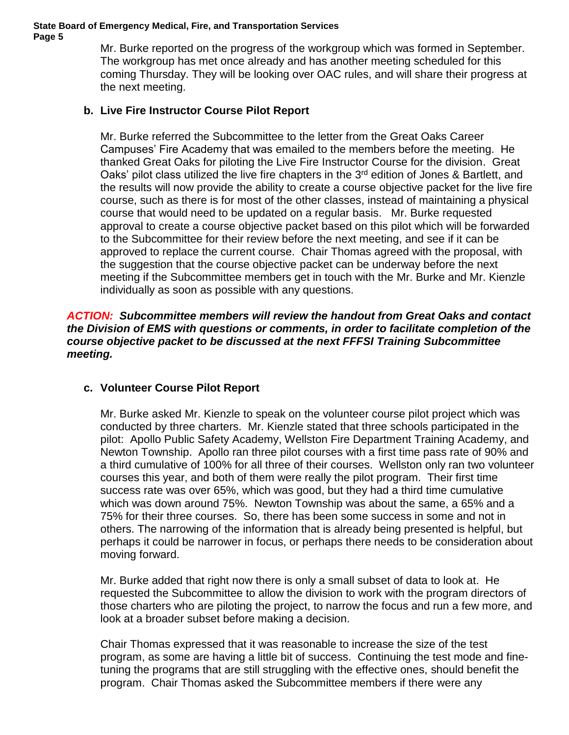Mr. Burke reported on the progress of the workgroup which was formed in September. The workgroup has met once already and has another meeting scheduled for this coming Thursday. They will be looking over OAC rules, and will share their progress at the next meeting.

### b. Live Fire Instructor Course Pilot Report

Mr. Burke referred the Subcommittee to the letter from the Great Oaks Career Campuses' Fire Academy that was emailed to the members before the meeting. He thanked Great Oaks for piloting the Live Fire Instructor Course for the division. Great Oaks' pilot class utilized the live fire chapters in the 3rd edition of Jones & Bartlett, and the results will now provide the ability to create a course objective packet for the live fire course, such as there is for most of the other classes, instead of maintaining a physical course that would need to be updated on a regular basis. Mr. Burke requested approval to create a course objective packet based on this pilot which will be forwarded to the Subcommittee for their review before the next meeting, and see if it can be approved to replace the current course. Chair Thomas agreed with the proposal, with the suggestion that the course objective packet can be underway before the next meeting if the Subcommittee members get in touch with the Mr. Burke and Mr. Kienzle individually as soon as possible with any questions.

***ACTION: Subcommittee members will review the handout from Great Oaks and contact the Division of EMS with questions or comments, in order to facilitate completion of the course objective packet to be discussed at the next FFFSI Training Subcommittee meeting.***

### c. Volunteer Course Pilot Report

Mr. Burke asked Mr. Kienzle to speak on the volunteer course pilot project which was conducted by three charters. Mr. Kienzle stated that three schools participated in the pilot: Apollo Public Safety Academy, Wellston Fire Department Training Academy, and Newton Township. Apollo ran three pilot courses with a first time pass rate of 90% and a third cumulative of 100% for all three of their courses. Wellston only ran two volunteer courses this year, and both of them were really the pilot program. Their first time success rate was over 65%, which was good, but they had a third time cumulative which was down around 75%. Newton Township was about the same, a 65% and a 75% for their three courses. So, there has been some success in some and not in others. The narrowing of the information that is already being presented is helpful, but perhaps it could be narrower in focus, or perhaps there needs to be consideration about moving forward.

Mr. Burke added that right now there is only a small subset of data to look at. He requested the Subcommittee to allow the division to work with the program directors of those charters who are piloting the project, to narrow the focus and run a few more, and look at a broader subset before making a decision.

Chair Thomas expressed that it was reasonable to increase the size of the test program, as some are having a little bit of success. Continuing the test mode and fine-tuning the programs that are still struggling with the effective ones, should benefit the program. Chair Thomas asked the Subcommittee members if there were any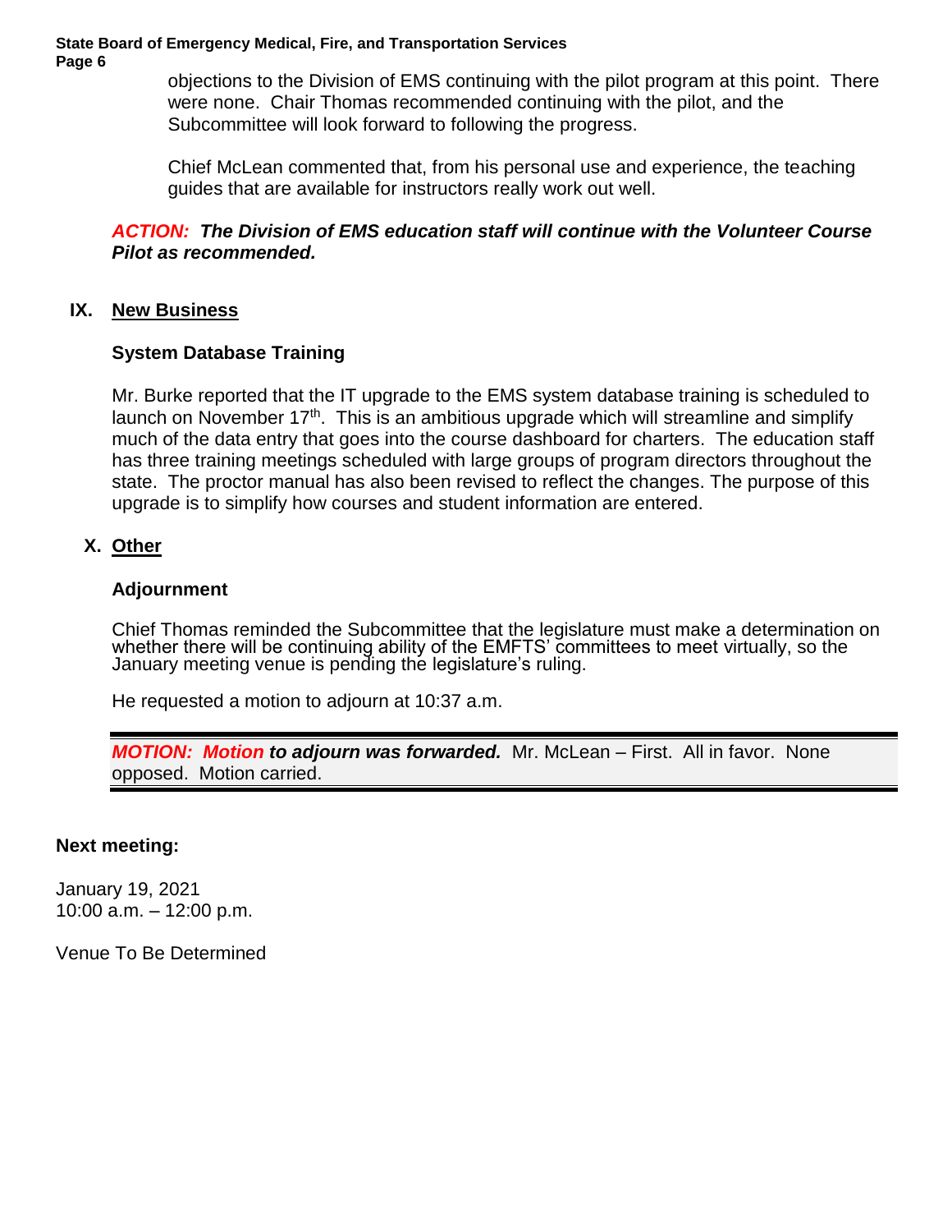objections to the Division of EMS continuing with the pilot program at this point. There were none. Chair Thomas recommended continuing with the pilot, and the Subcommittee will look forward to following the progress.

Chief McLean commented that, from his personal use and experience, the teaching guides that are available for instructors really work out well.

***ACTION: The Division of EMS education staff will continue with the Volunteer Course Pilot as recommended.***

## IX. New Business

### System Database Training

Mr. Burke reported that the IT upgrade to the EMS system database training is scheduled to launch on November 17th. This is an ambitious upgrade which will streamline and simplify much of the data entry that goes into the course dashboard for charters. The education staff has three training meetings scheduled with large groups of program directors throughout the state. The proctor manual has also been revised to reflect the changes. The purpose of this upgrade is to simplify how courses and student information are entered.

## X. Other

### Adjournment

Chief Thomas reminded the Subcommittee that the legislature must make a determination on whether there will be continuing ability of the EMFTS' committees to meet virtually, so the January meeting venue is pending the legislature's ruling.

He requested a motion to adjourn at 10:37 a.m.

***MOTION: Motion to adjourn was forwarded.*** Mr. McLean – First. All in favor. None opposed. Motion carried.

**Next meeting:**

January 19, 2021
10:00 a.m. – 12:00 p.m.

Venue To Be Determined